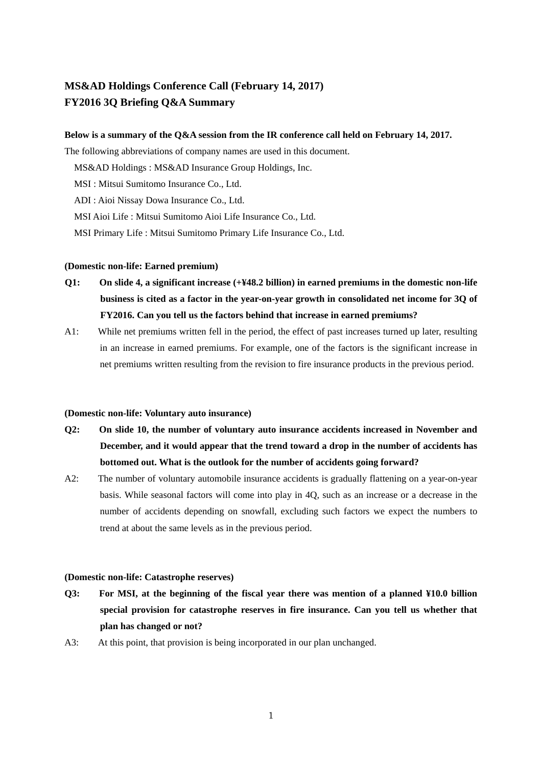## MS&AD Holdings Conference Call (February 14, 2017)
## FY2016 3Q Briefing Q&A Summary

**Below is a summary of the Q&A session from the IR conference call held on February 14, 2017.**

The following abbreviations of company names are used in this document.

MS&AD Holdings : MS&AD Insurance Group Holdings, Inc.
MSI : Mitsui Sumitomo Insurance Co., Ltd.
ADI : Aioi Nissay Dowa Insurance Co., Ltd.
MSI Aioi Life : Mitsui Sumitomo Aioi Life Insurance Co., Ltd.
MSI Primary Life : Mitsui Sumitomo Primary Life Insurance Co., Ltd.

**(Domestic non-life: Earned premium)**

**Q1: On slide 4, a significant increase (+¥48.2 billion) in earned premiums in the domestic non-life business is cited as a factor in the year-on-year growth in consolidated net income for 3Q of FY2016. Can you tell us the factors behind that increase in earned premiums?**

A1: While net premiums written fell in the period, the effect of past increases turned up later, resulting in an increase in earned premiums. For example, one of the factors is the significant increase in net premiums written resulting from the revision to fire insurance products in the previous period.

**(Domestic non-life: Voluntary auto insurance)**

**Q2: On slide 10, the number of voluntary auto insurance accidents increased in November and December, and it would appear that the trend toward a drop in the number of accidents has bottomed out. What is the outlook for the number of accidents going forward?**

A2: The number of voluntary automobile insurance accidents is gradually flattening on a year-on-year basis. While seasonal factors will come into play in 4Q, such as an increase or a decrease in the number of accidents depending on snowfall, excluding such factors we expect the numbers to trend at about the same levels as in the previous period.

**(Domestic non-life: Catastrophe reserves)**

**Q3: For MSI, at the beginning of the fiscal year there was mention of a planned ¥10.0 billion special provision for catastrophe reserves in fire insurance. Can you tell us whether that plan has changed or not?**

A3: At this point, that provision is being incorporated in our plan unchanged.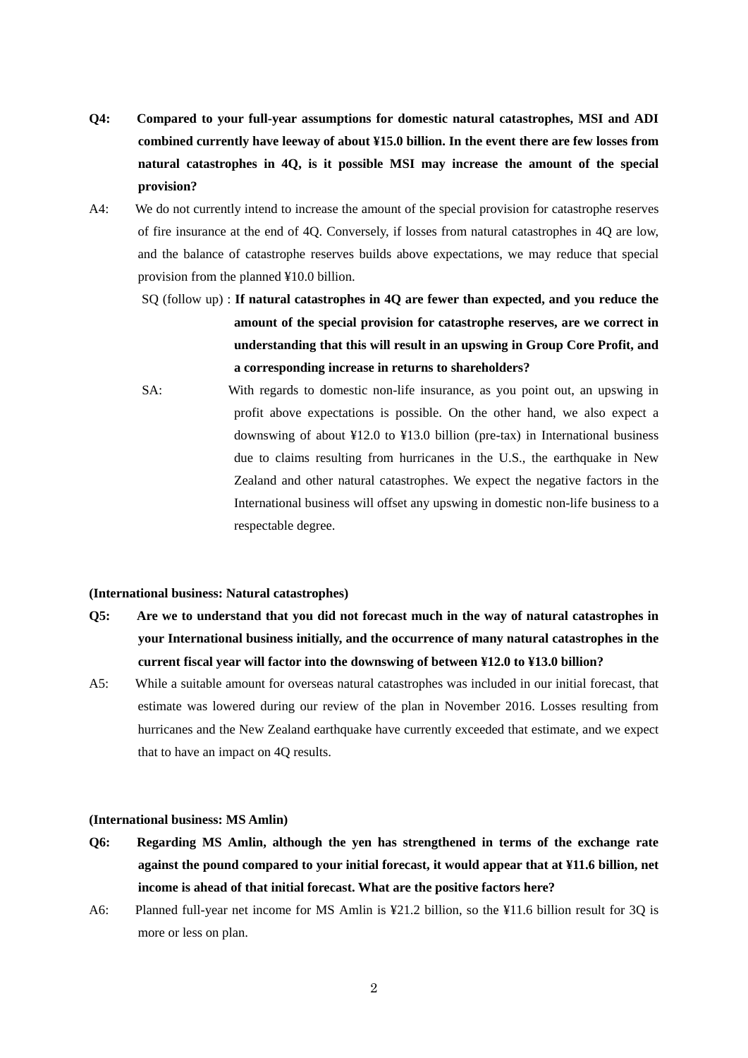**Q4: Compared to your full-year assumptions for domestic natural catastrophes, MSI and ADI combined currently have leeway of about ¥15.0 billion. In the event there are few losses from natural catastrophes in 4Q, is it possible MSI may increase the amount of the special provision?**

A4: We do not currently intend to increase the amount of the special provision for catastrophe reserves of fire insurance at the end of 4Q. Conversely, if losses from natural catastrophes in 4Q are low, and the balance of catastrophe reserves builds above expectations, we may reduce that special provision from the planned ¥10.0 billion.

SQ (follow up) : **If natural catastrophes in 4Q are fewer than expected, and you reduce the amount of the special provision for catastrophe reserves, are we correct in understanding that this will result in an upswing in Group Core Profit, and a corresponding increase in returns to shareholders?**

SA: With regards to domestic non-life insurance, as you point out, an upswing in profit above expectations is possible. On the other hand, we also expect a downswing of about ¥12.0 to ¥13.0 billion (pre-tax) in International business due to claims resulting from hurricanes in the U.S., the earthquake in New Zealand and other natural catastrophes. We expect the negative factors in the International business will offset any upswing in domestic non-life business to a respectable degree.

**(International business: Natural catastrophes)**

**Q5: Are we to understand that you did not forecast much in the way of natural catastrophes in your International business initially, and the occurrence of many natural catastrophes in the current fiscal year will factor into the downswing of between ¥12.0 to ¥13.0 billion?**

A5: While a suitable amount for overseas natural catastrophes was included in our initial forecast, that estimate was lowered during our review of the plan in November 2016. Losses resulting from hurricanes and the New Zealand earthquake have currently exceeded that estimate, and we expect that to have an impact on 4Q results.

**(International business: MS Amlin)**

**Q6: Regarding MS Amlin, although the yen has strengthened in terms of the exchange rate against the pound compared to your initial forecast, it would appear that at ¥11.6 billion, net income is ahead of that initial forecast. What are the positive factors here?**

A6: Planned full-year net income for MS Amlin is ¥21.2 billion, so the ¥11.6 billion result for 3Q is more or less on plan.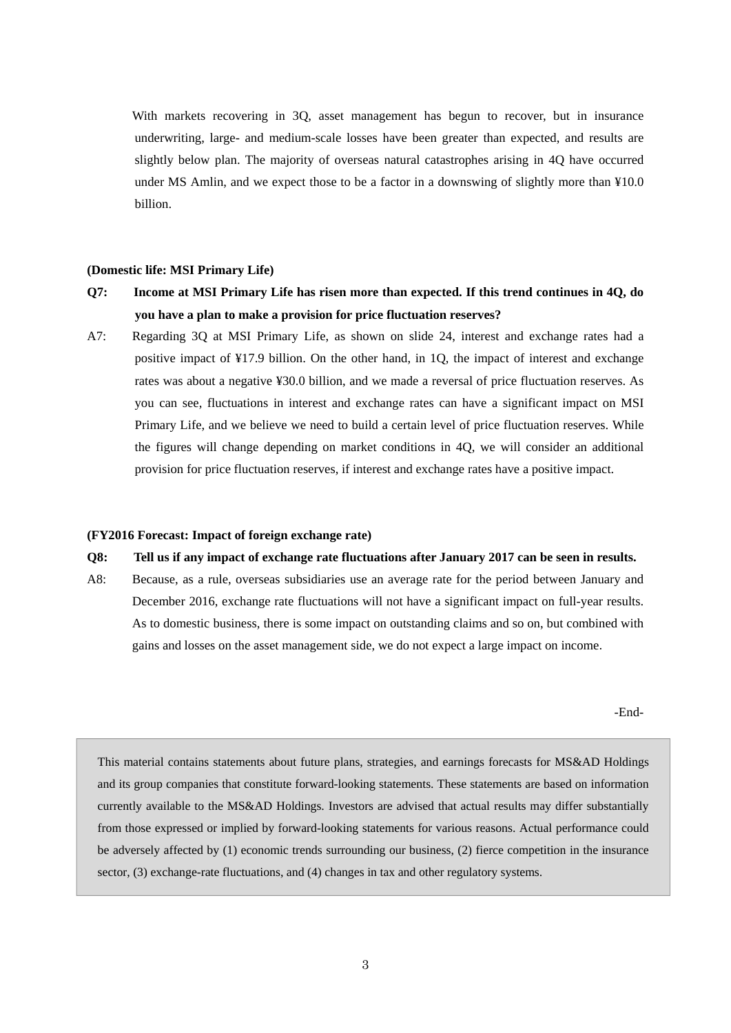With markets recovering in 3Q, asset management has begun to recover, but in insurance underwriting, large- and medium-scale losses have been greater than expected, and results are slightly below plan. The majority of overseas natural catastrophes arising in 4Q have occurred under MS Amlin, and we expect those to be a factor in a downswing of slightly more than ¥10.0 billion.

**(Domestic life: MSI Primary Life)**

**Q7: Income at MSI Primary Life has risen more than expected. If this trend continues in 4Q, do you have a plan to make a provision for price fluctuation reserves?**

A7: Regarding 3Q at MSI Primary Life, as shown on slide 24, interest and exchange rates had a positive impact of ¥17.9 billion. On the other hand, in 1Q, the impact of interest and exchange rates was about a negative ¥30.0 billion, and we made a reversal of price fluctuation reserves. As you can see, fluctuations in interest and exchange rates can have a significant impact on MSI Primary Life, and we believe we need to build a certain level of price fluctuation reserves. While the figures will change depending on market conditions in 4Q, we will consider an additional provision for price fluctuation reserves, if interest and exchange rates have a positive impact.

**(FY2016 Forecast: Impact of foreign exchange rate)**

**Q8: Tell us if any impact of exchange rate fluctuations after January 2017 can be seen in results.**

A8: Because, as a rule, overseas subsidiaries use an average rate for the period between January and December 2016, exchange rate fluctuations will not have a significant impact on full-year results. As to domestic business, there is some impact on outstanding claims and so on, but combined with gains and losses on the asset management side, we do not expect a large impact on income.

-End-

This material contains statements about future plans, strategies, and earnings forecasts for MS&AD Holdings and its group companies that constitute forward-looking statements. These statements are based on information currently available to the MS&AD Holdings. Investors are advised that actual results may differ substantially from those expressed or implied by forward-looking statements for various reasons. Actual performance could be adversely affected by (1) economic trends surrounding our business, (2) fierce competition in the insurance sector, (3) exchange-rate fluctuations, and (4) changes in tax and other regulatory systems.